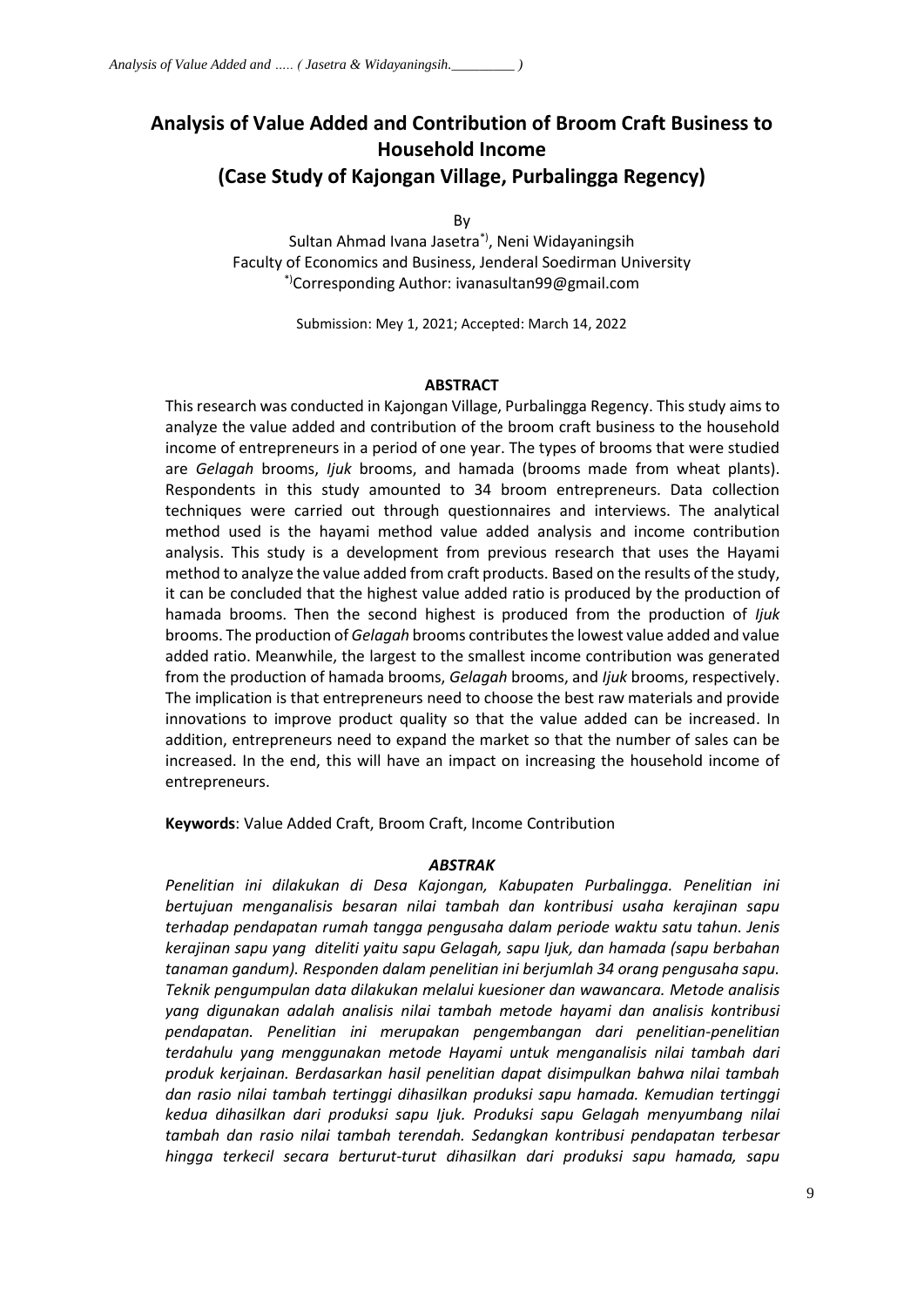# Analysis of Value Added and Contribution of Broom Craft Business to Household Income
## (Case Study of Kajongan Village, Purbalingga Regency)

By

Sultan Ahmad Ivana Jasetra[*)], Neni Widayaningsih
Faculty of Economics and Business, Jenderal Soedirman University
[*)]Corresponding Author: ivanasultan99@gmail.com

Submission: Mey 1, 2021; Accepted: March 14, 2022

### ABSTRACT

This research was conducted in Kajongan Village, Purbalingga Regency. This study aims to analyze the value added and contribution of the broom craft business to the household income of entrepreneurs in a period of one year. The types of brooms that were studied are *Gelagah* brooms, *Ijuk* brooms, and hamada (brooms made from wheat plants). Respondents in this study amounted to 34 broom entrepreneurs. Data collection techniques were carried out through questionnaires and interviews. The analytical method used is the hayami method value added analysis and income contribution analysis. This study is a development from previous research that uses the Hayami method to analyze the value added from craft products. Based on the results of the study, it can be concluded that the highest value added ratio is produced by the production of hamada brooms. Then the second highest is produced from the production of *Ijuk* brooms. The production of *Gelagah* brooms contributes the lowest value added and value added ratio. Meanwhile, the largest to the smallest income contribution was generated from the production of hamada brooms, *Gelagah* brooms, and *Ijuk* brooms, respectively. The implication is that entrepreneurs need to choose the best raw materials and provide innovations to improve product quality so that the value added can be increased. In addition, entrepreneurs need to expand the market so that the number of sales can be increased. In the end, this will have an impact on increasing the household income of entrepreneurs.

**Keywords**: Value Added Craft, Broom Craft, Income Contribution

### *ABSTRAK*

*Penelitian ini dilakukan di Desa Kajongan, Kabupaten Purbalingga. Penelitian ini bertujuan menganalisis besaran nilai tambah dan kontribusi usaha kerajinan sapu terhadap pendapatan rumah tangga pengusaha dalam periode waktu satu tahun. Jenis kerajinan sapu yang diteliti yaitu sapu Gelagah, sapu Ijuk, dan hamada (sapu berbahan tanaman gandum). Responden dalam penelitian ini berjumlah 34 orang pengusaha sapu. Teknik pengumpulan data dilakukan melalui kuesioner dan wawancara. Metode analisis yang digunakan adalah analisis nilai tambah metode hayami dan analisis kontribusi pendapatan. Penelitian ini merupakan pengembangan dari penelitian-penelitian terdahulu yang menggunakan metode Hayami untuk menganalisis nilai tambah dari produk kerjainan. Berdasarkan hasil penelitian dapat disimpulkan bahwa nilai tambah dan rasio nilai tambah tertinggi dihasilkan produksi sapu hamada. Kemudian tertinggi kedua dihasilkan dari produksi sapu Ijuk. Produksi sapu Gelagah menyumbang nilai tambah dan rasio nilai tambah terendah. Sedangkan kontribusi pendapatan terbesar hingga terkecil secara berturut-turut dihasilkan dari produksi sapu hamada, sapu*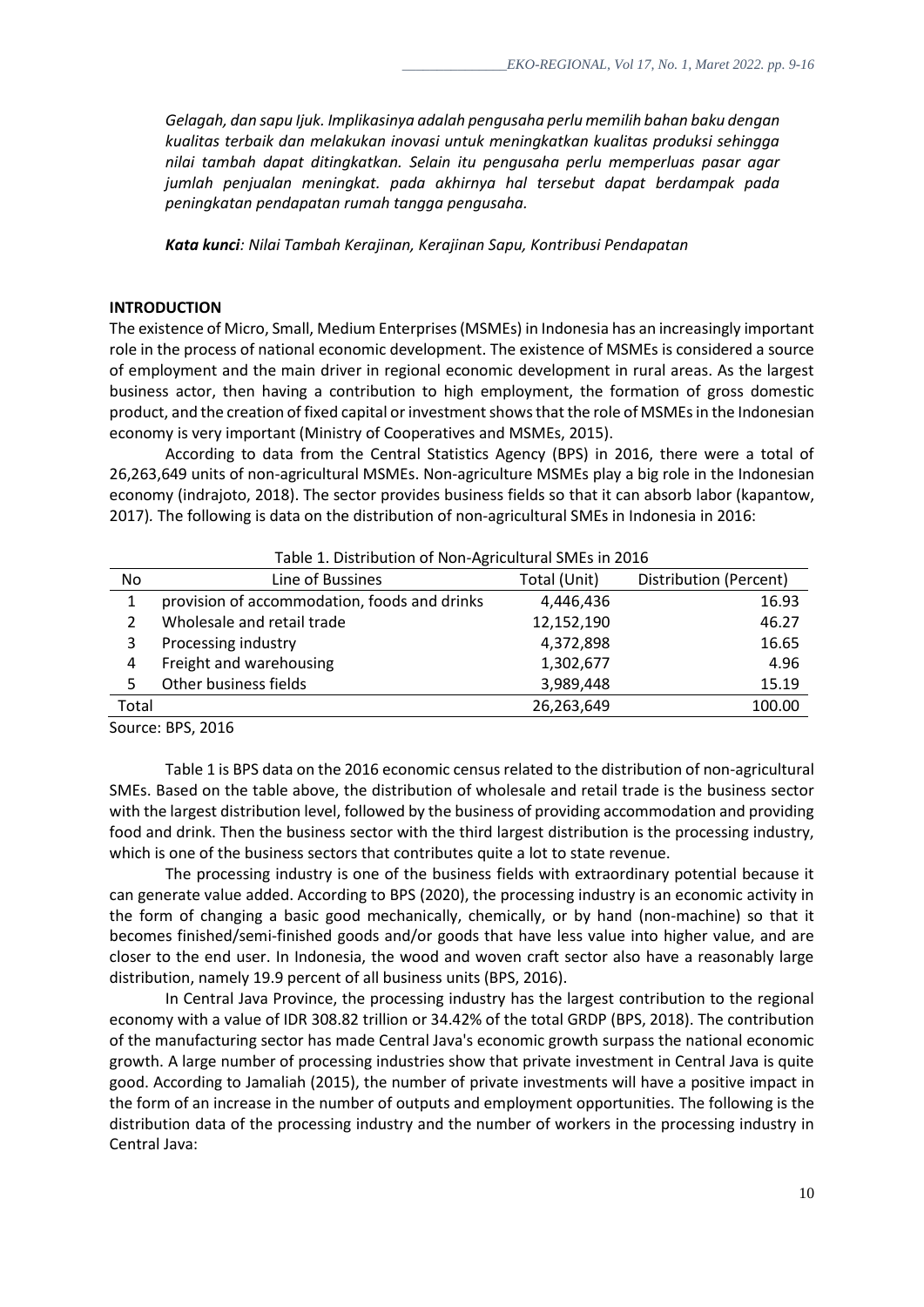*Gelagah, dan sapu Ijuk. Implikasinya adalah pengusaha perlu memilih bahan baku dengan kualitas terbaik dan melakukan inovasi untuk meningkatkan kualitas produksi sehingga nilai tambah dapat ditingkatkan. Selain itu pengusaha perlu memperluas pasar agar jumlah penjualan meningkat. pada akhirnya hal tersebut dapat berdampak pada peningkatan pendapatan rumah tangga pengusaha.*

***Kata kunci**: Nilai Tambah Kerajinan, Kerajinan Sapu, Kontribusi Pendapatan*

## INTRODUCTION

The existence of Micro, Small, Medium Enterprises (MSMEs) in Indonesia has an increasingly important role in the process of national economic development. The existence of MSMEs is considered a source of employment and the main driver in regional economic development in rural areas. As the largest business actor, then having a contribution to high employment, the formation of gross domestic product, and the creation of fixed capital or investment shows that the role of MSMEs in the Indonesian economy is very important (Ministry of Cooperatives and MSMEs, 2015).

According to data from the Central Statistics Agency (BPS) in 2016, there were a total of 26,263,649 units of non-agricultural MSMEs. Non-agriculture MSMEs play a big role in the Indonesian economy (indrajoto, 2018). The sector provides business fields so that it can absorb labor (kapantow, 2017). The following is data on the distribution of non-agricultural SMEs in Indonesia in 2016:

Table 1. Distribution of Non-Agricultural SMEs in 2016

| No | Line of Bussines | Total (Unit) | Distribution (Percent) |
|---|---|---|---|
| 1 | provision of accommodation, foods and drinks | 4,446,436 | 16.93 |
| 2 | Wholesale and retail trade | 12,152,190 | 46.27 |
| 3 | Processing industry | 4,372,898 | 16.65 |
| 4 | Freight and warehousing | 1,302,677 | 4.96 |
| 5 | Other business fields | 3,989,448 | 15.19 |
| Total | | 26,263,649 | 100.00 |

Source: BPS, 2016

Table 1 is BPS data on the 2016 economic census related to the distribution of non-agricultural SMEs. Based on the table above, the distribution of wholesale and retail trade is the business sector with the largest distribution level, followed by the business of providing accommodation and providing food and drink. Then the business sector with the third largest distribution is the processing industry, which is one of the business sectors that contributes quite a lot to state revenue.

The processing industry is one of the business fields with extraordinary potential because it can generate value added. According to BPS (2020), the processing industry is an economic activity in the form of changing a basic good mechanically, chemically, or by hand (non-machine) so that it becomes finished/semi-finished goods and/or goods that have less value into higher value, and are closer to the end user. In Indonesia, the wood and woven craft sector also have a reasonably large distribution, namely 19.9 percent of all business units (BPS, 2016).

In Central Java Province, the processing industry has the largest contribution to the regional economy with a value of IDR 308.82 trillion or 34.42% of the total GRDP (BPS, 2018). The contribution of the manufacturing sector has made Central Java's economic growth surpass the national economic growth. A large number of processing industries show that private investment in Central Java is quite good. According to Jamaliah (2015), the number of private investments will have a positive impact in the form of an increase in the number of outputs and employment opportunities. The following is the distribution data of the processing industry and the number of workers in the processing industry in Central Java: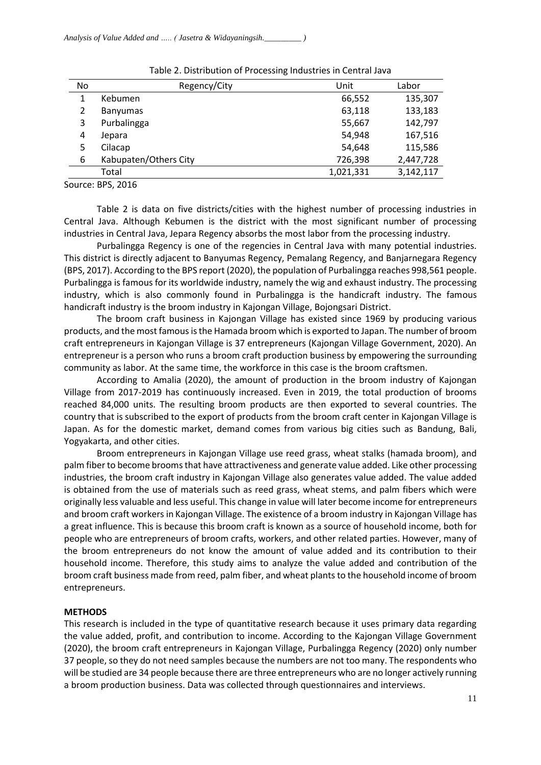Table 2. Distribution of Processing Industries in Central Java

| No | Regency/City | Unit | Labor |
|---|---|---|---|
| 1 | Kebumen | 66,552 | 135,307 |
| 2 | Banyumas | 63,118 | 133,183 |
| 3 | Purbalingga | 55,667 | 142,797 |
| 4 | Jepara | 54,948 | 167,516 |
| 5 | Cilacap | 54,648 | 115,586 |
| 6 | Kabupaten/Others City | 726,398 | 2,447,728 |
| | Total | 1,021,331 | 3,142,117 |

Source: BPS, 2016

Table 2 is data on five districts/cities with the highest number of processing industries in Central Java. Although Kebumen is the district with the most significant number of processing industries in Central Java, Jepara Regency absorbs the most labor from the processing industry.

Purbalingga Regency is one of the regencies in Central Java with many potential industries. This district is directly adjacent to Banyumas Regency, Pemalang Regency, and Banjarnegara Regency (BPS, 2017). According to the BPS report (2020), the population of Purbalingga reaches 998,561 people. Purbalingga is famous for its worldwide industry, namely the wig and exhaust industry. The processing industry, which is also commonly found in Purbalingga is the handicraft industry. The famous handicraft industry is the broom industry in Kajongan Village, Bojongsari District.

The broom craft business in Kajongan Village has existed since 1969 by producing various products, and the most famous is the Hamada broom which is exported to Japan. The number of broom craft entrepreneurs in Kajongan Village is 37 entrepreneurs (Kajongan Village Government, 2020). An entrepreneur is a person who runs a broom craft production business by empowering the surrounding community as labor. At the same time, the workforce in this case is the broom craftsmen.

According to Amalia (2020), the amount of production in the broom industry of Kajongan Village from 2017-2019 has continuously increased. Even in 2019, the total production of brooms reached 84,000 units. The resulting broom products are then exported to several countries. The country that is subscribed to the export of products from the broom craft center in Kajongan Village is Japan. As for the domestic market, demand comes from various big cities such as Bandung, Bali, Yogyakarta, and other cities.

Broom entrepreneurs in Kajongan Village use reed grass, wheat stalks (hamada broom), and palm fiber to become brooms that have attractiveness and generate value added. Like other processing industries, the broom craft industry in Kajongan Village also generates value added. The value added is obtained from the use of materials such as reed grass, wheat stems, and palm fibers which were originally less valuable and less useful. This change in value will later become income for entrepreneurs and broom craft workers in Kajongan Village. The existence of a broom industry in Kajongan Village has a great influence. This is because this broom craft is known as a source of household income, both for people who are entrepreneurs of broom crafts, workers, and other related parties. However, many of the broom entrepreneurs do not know the amount of value added and its contribution to their household income. Therefore, this study aims to analyze the value added and contribution of the broom craft business made from reed, palm fiber, and wheat plants to the household income of broom entrepreneurs.

## METHODS

This research is included in the type of quantitative research because it uses primary data regarding the value added, profit, and contribution to income. According to the Kajongan Village Government (2020), the broom craft entrepreneurs in Kajongan Village, Purbalingga Regency (2020) only number 37 people, so they do not need samples because the numbers are not too many. The respondents who will be studied are 34 people because there are three entrepreneurs who are no longer actively running a broom production business. Data was collected through questionnaires and interviews.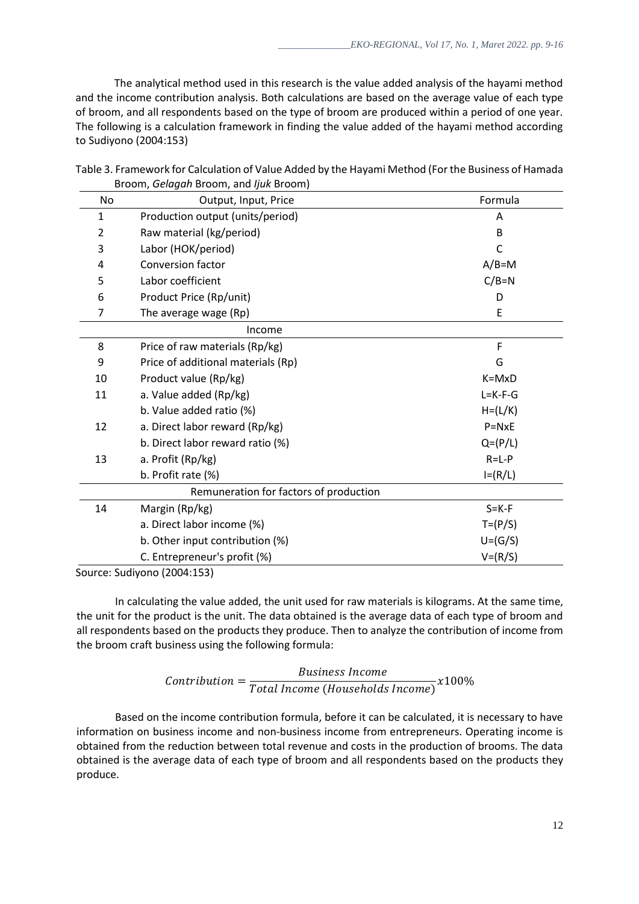The analytical method used in this research is the value added analysis of the hayami method and the income contribution analysis. Both calculations are based on the average value of each type of broom, and all respondents based on the type of broom are produced within a period of one year. The following is a calculation framework in finding the value added of the hayami method according to Sudiyono (2004:153)

Table 3. Framework for Calculation of Value Added by the Hayami Method (For the Business of Hamada Broom, *Gelagah* Broom, and *Ijuk* Broom)

| No | Output, Input, Price | Formula |
|---|---|---|
| 1 | Production output (units/period) | A |
| 2 | Raw material (kg/period) | B |
| 3 | Labor (HOK/period) | C |
| 4 | Conversion factor | A/B=M |
| 5 | Labor coefficient | C/B=N |
| 6 | Product Price (Rp/unit) | D |
| 7 | The average wage (Rp) | E |
| | Income | |
| 8 | Price of raw materials (Rp/kg) | F |
| 9 | Price of additional materials (Rp) | G |
| 10 | Product value (Rp/kg) | K=MxD |
| 11 | a. Value added (Rp/kg) | L=K-F-G |
| | b. Value added ratio (%) | H=(L/K) |
| 12 | a. Direct labor reward (Rp/kg) | P=NxE |
| | b. Direct labor reward ratio (%) | Q=(P/L) |
| 13 | a. Profit (Rp/kg) | R=L-P |
| | b. Profit rate (%) | I=(R/L) |
| | Remuneration for factors of production | |
| 14 | Margin (Rp/kg) | S=K-F |
| | a. Direct labor income (%) | T=(P/S) |
| | b. Other input contribution (%) | U=(G/S) |
| | C. Entrepreneur's profit (%) | V=(R/S) |

Source: Sudiyono (2004:153)

In calculating the value added, the unit used for raw materials is kilograms. At the same time, the unit for the product is the unit. The data obtained is the average data of each type of broom and all respondents based on the products they produce. Then to analyze the contribution of income from the broom craft business using the following formula:

$$Contribution = \frac{Business\ Income}{Total\ Income\ (Households\ Income)} x100\%$$

Based on the income contribution formula, before it can be calculated, it is necessary to have information on business income and non-business income from entrepreneurs. Operating income is obtained from the reduction between total revenue and costs in the production of brooms. The data obtained is the average data of each type of broom and all respondents based on the products they produce.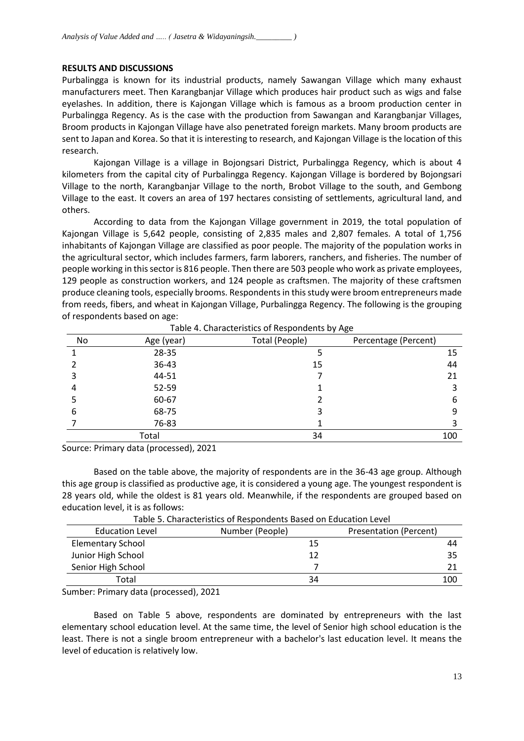## RESULTS AND DISCUSSIONS

Purbalingga is known for its industrial products, namely Sawangan Village which many exhaust manufacturers meet. Then Karangbanjar Village which produces hair product such as wigs and false eyelashes. In addition, there is Kajongan Village which is famous as a broom production center in Purbalingga Regency. As is the case with the production from Sawangan and Karangbanjar Villages, Broom products in Kajongan Village have also penetrated foreign markets. Many broom products are sent to Japan and Korea. So that it is interesting to research, and Kajongan Village is the location of this research.

Kajongan Village is a village in Bojongsari District, Purbalingga Regency, which is about 4 kilometers from the capital city of Purbalingga Regency. Kajongan Village is bordered by Bojongsari Village to the north, Karangbanjar Village to the north, Brobot Village to the south, and Gembong Village to the east. It covers an area of 197 hectares consisting of settlements, agricultural land, and others.

According to data from the Kajongan Village government in 2019, the total population of Kajongan Village is 5,642 people, consisting of 2,835 males and 2,807 females. A total of 1,756 inhabitants of Kajongan Village are classified as poor people. The majority of the population works in the agricultural sector, which includes farmers, farm laborers, ranchers, and fisheries. The number of people working in this sector is 816 people. Then there are 503 people who work as private employees, 129 people as construction workers, and 124 people as craftsmen. The majority of these craftsmen produce cleaning tools, especially brooms. Respondents in this study were broom entrepreneurs made from reeds, fibers, and wheat in Kajongan Village, Purbalingga Regency. The following is the grouping of respondents based on age:

Table 4. Characteristics of Respondents by Age

| No | Age (year) | Total (People) | Percentage (Percent) |
|---|---|---|---|
| 1 | 28-35 | 5 | 15 |
| 2 | 36-43 | 15 | 44 |
| 3 | 44-51 | 7 | 21 |
| 4 | 52-59 | 1 | 3 |
| 5 | 60-67 | 2 | 6 |
| 6 | 68-75 | 3 | 9 |
| 7 | 76-83 | 1 | 3 |
| | Total | 34 | 100 |

Source: Primary data (processed), 2021

Based on the table above, the majority of respondents are in the 36-43 age group. Although this age group is classified as productive age, it is considered a young age. The youngest respondent is 28 years old, while the oldest is 81 years old. Meanwhile, if the respondents are grouped based on education level, it is as follows:

Table 5. Characteristics of Respondents Based on Education Level

| Education Level | Number (People) | Presentation (Percent) |
|---|---|---|
| Elementary School | 15 | 44 |
| Junior High School | 12 | 35 |
| Senior High School | 7 | 21 |
| Total | 34 | 100 |

Sumber: Primary data (processed), 2021

Based on Table 5 above, respondents are dominated by entrepreneurs with the last elementary school education level. At the same time, the level of Senior high school education is the least. There is not a single broom entrepreneur with a bachelor's last education level. It means the level of education is relatively low.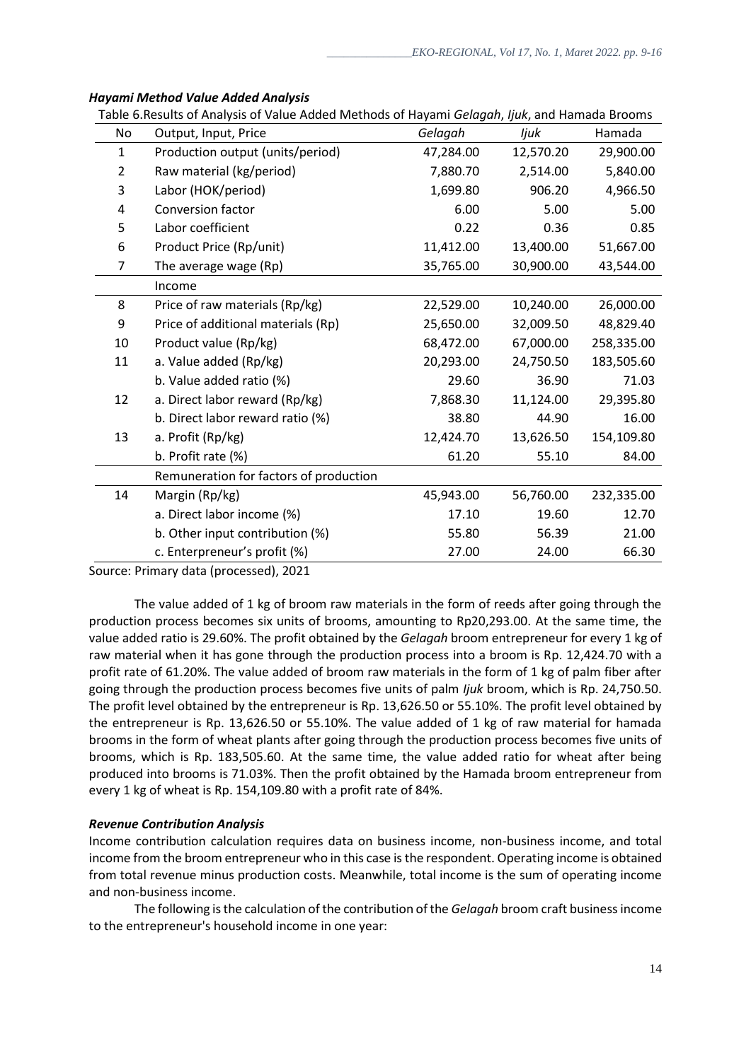### *Hayami Method Value Added Analysis*

Table 6.Results of Analysis of Value Added Methods of Hayami *Gelagah*, *Ijuk*, and Hamada Brooms

| No | Output, Input, Price | *Gelagah* | *Ijuk* | Hamada |
|---|---|---|---|---|
| 1 | Production output (units/period) | 47,284.00 | 12,570.20 | 29,900.00 |
| 2 | Raw material (kg/period) | 7,880.70 | 2,514.00 | 5,840.00 |
| 3 | Labor (HOK/period) | 1,699.80 | 906.20 | 4,966.50 |
| 4 | Conversion factor | 6.00 | 5.00 | 5.00 |
| 5 | Labor coefficient | 0.22 | 0.36 | 0.85 |
| 6 | Product Price (Rp/unit) | 11,412.00 | 13,400.00 | 51,667.00 |
| 7 | The average wage (Rp) | 35,765.00 | 30,900.00 | 43,544.00 |
| | Income | | | |
| 8 | Price of raw materials (Rp/kg) | 22,529.00 | 10,240.00 | 26,000.00 |
| 9 | Price of additional materials (Rp) | 25,650.00 | 32,009.50 | 48,829.40 |
| 10 | Product value (Rp/kg) | 68,472.00 | 67,000.00 | 258,335.00 |
| 11 | a. Value added (Rp/kg) | 20,293.00 | 24,750.50 | 183,505.60 |
| | b. Value added ratio (%) | 29.60 | 36.90 | 71.03 |
| 12 | a. Direct labor reward (Rp/kg) | 7,868.30 | 11,124.00 | 29,395.80 |
| | b. Direct labor reward ratio (%) | 38.80 | 44.90 | 16.00 |
| 13 | a. Profit (Rp/kg) | 12,424.70 | 13,626.50 | 154,109.80 |
| | b. Profit rate (%) | 61.20 | 55.10 | 84.00 |
| | Remuneration for factors of production | | | |
| 14 | Margin (Rp/kg) | 45,943.00 | 56,760.00 | 232,335.00 |
| | a. Direct labor income (%) | 17.10 | 19.60 | 12.70 |
| | b. Other input contribution (%) | 55.80 | 56.39 | 21.00 |
| | c. Enterpreneur's profit (%) | 27.00 | 24.00 | 66.30 |

Source: Primary data (processed), 2021

The value added of 1 kg of broom raw materials in the form of reeds after going through the production process becomes six units of brooms, amounting to Rp20,293.00. At the same time, the value added ratio is 29.60%. The profit obtained by the *Gelagah* broom entrepreneur for every 1 kg of raw material when it has gone through the production process into a broom is Rp. 12,424.70 with a profit rate of 61.20%. The value added of broom raw materials in the form of 1 kg of palm fiber after going through the production process becomes five units of palm *Ijuk* broom, which is Rp. 24,750.50. The profit level obtained by the entrepreneur is Rp. 13,626.50 or 55.10%. The profit level obtained by the entrepreneur is Rp. 13,626.50 or 55.10%. The value added of 1 kg of raw material for hamada brooms in the form of wheat plants after going through the production process becomes five units of brooms, which is Rp. 183,505.60. At the same time, the value added ratio for wheat after being produced into brooms is 71.03%. Then the profit obtained by the Hamada broom entrepreneur from every 1 kg of wheat is Rp. 154,109.80 with a profit rate of 84%.

### *Revenue Contribution Analysis*

Income contribution calculation requires data on business income, non-business income, and total income from the broom entrepreneur who in this case is the respondent. Operating income is obtained from total revenue minus production costs. Meanwhile, total income is the sum of operating income and non-business income.

The following is the calculation of the contribution of the *Gelagah* broom craft business income to the entrepreneur's household income in one year: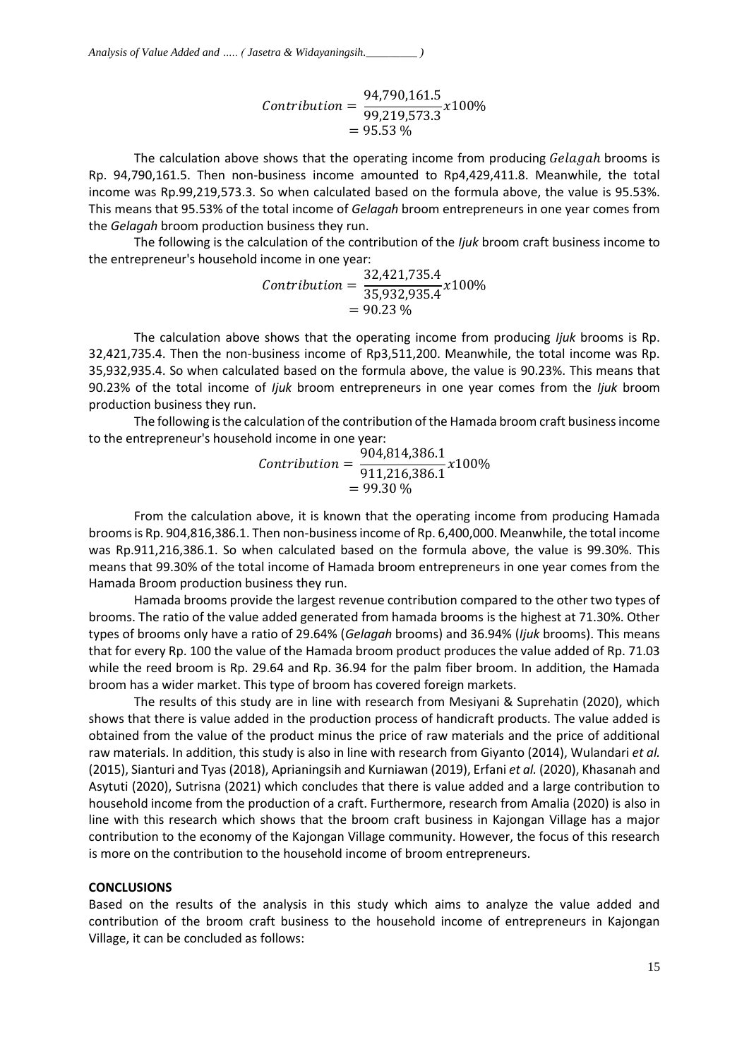$$Contribution = \frac{94{,}790{,}161.5}{99{,}219{,}573.3} x 100\%$$
$$= 95.53\ \%$$

The calculation above shows that the operating income from producing $Gelagah$ brooms is Rp. 94,790,161.5. Then non-business income amounted to Rp4,429,411.8. Meanwhile, the total income was Rp.99,219,573.3. So when calculated based on the formula above, the value is 95.53%. This means that 95.53% of the total income of *Gelagah* broom entrepreneurs in one year comes from the *Gelagah* broom production business they run.

The following is the calculation of the contribution of the *Ijuk* broom craft business income to the entrepreneur's household income in one year:

$$Contribution = \frac{32{,}421{,}735.4}{35{,}932{,}935.4} x 100\%$$
$$= 90.23\ \%$$

The calculation above shows that the operating income from producing *Ijuk* brooms is Rp. 32,421,735.4. Then the non-business income of Rp3,511,200. Meanwhile, the total income was Rp. 35,932,935.4. So when calculated based on the formula above, the value is 90.23%. This means that 90.23% of the total income of *Ijuk* broom entrepreneurs in one year comes from the *Ijuk* broom production business they run.

The following is the calculation of the contribution of the Hamada broom craft business income to the entrepreneur's household income in one year:

$$Contribution = \frac{904{,}814{,}386.1}{911{,}216{,}386.1} x 100\%$$
$$= 99.30\ \%$$

From the calculation above, it is known that the operating income from producing Hamada brooms is Rp. 904,816,386.1. Then non-business income of Rp. 6,400,000. Meanwhile, the total income was Rp.911,216,386.1. So when calculated based on the formula above, the value is 99.30%. This means that 99.30% of the total income of Hamada broom entrepreneurs in one year comes from the Hamada Broom production business they run.

Hamada brooms provide the largest revenue contribution compared to the other two types of brooms. The ratio of the value added generated from hamada brooms is the highest at 71.30%. Other types of brooms only have a ratio of 29.64% (*Gelagah* brooms) and 36.94% (*Ijuk* brooms). This means that for every Rp. 100 the value of the Hamada broom product produces the value added of Rp. 71.03 while the reed broom is Rp. 29.64 and Rp. 36.94 for the palm fiber broom. In addition, the Hamada broom has a wider market. This type of broom has covered foreign markets.

The results of this study are in line with research from Mesiyani & Suprehatin (2020), which shows that there is value added in the production process of handicraft products. The value added is obtained from the value of the product minus the price of raw materials and the price of additional raw materials. In addition, this study is also in line with research from Giyanto (2014), Wulandari *et al.* (2015), Sianturi and Tyas (2018), Aprianingsih and Kurniawan (2019), Erfani *et al.* (2020), Khasanah and Asytuti (2020), Sutrisna (2021) which concludes that there is value added and a large contribution to household income from the production of a craft. Furthermore, research from Amalia (2020) is also in line with this research which shows that the broom craft business in Kajongan Village has a major contribution to the economy of the Kajongan Village community. However, the focus of this research is more on the contribution to the household income of broom entrepreneurs.

## CONCLUSIONS

Based on the results of the analysis in this study which aims to analyze the value added and contribution of the broom craft business to the household income of entrepreneurs in Kajongan Village, it can be concluded as follows: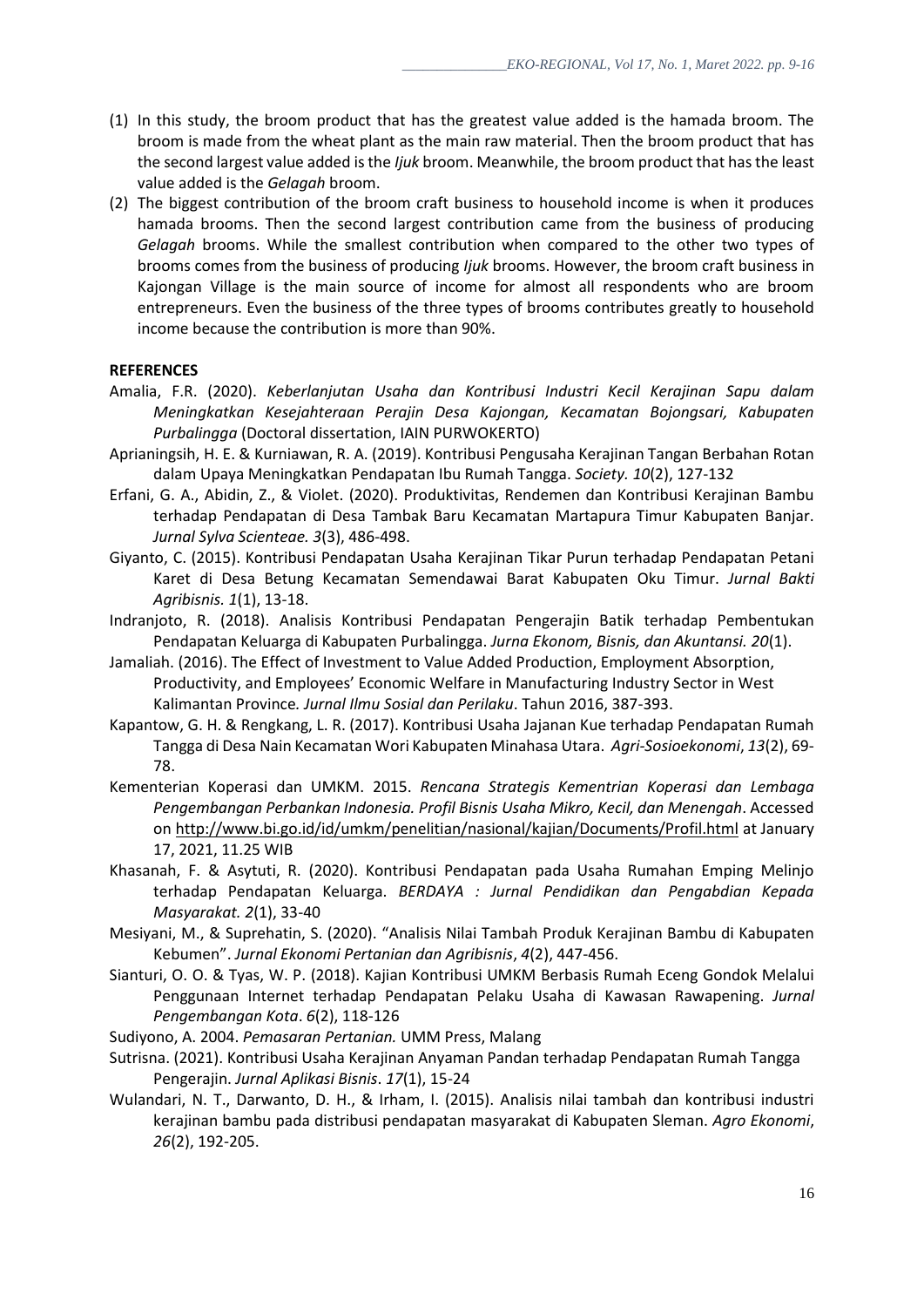(1) In this study, the broom product that has the greatest value added is the hamada broom. The broom is made from the wheat plant as the main raw material. Then the broom product that has the second largest value added is the *Ijuk* broom. Meanwhile, the broom product that has the least value added is the *Gelagah* broom.
(2) The biggest contribution of the broom craft business to household income is when it produces hamada brooms. Then the second largest contribution came from the business of producing *Gelagah* brooms. While the smallest contribution when compared to the other two types of brooms comes from the business of producing *Ijuk* brooms. However, the broom craft business in Kajongan Village is the main source of income for almost all respondents who are broom entrepreneurs. Even the business of the three types of brooms contributes greatly to household income because the contribution is more than 90%.

**REFERENCES**

Amalia, F.R. (2020). *Keberlanjutan Usaha dan Kontribusi Industri Kecil Kerajinan Sapu dalam Meningkatkan Kesejahteraan Perajin Desa Kajongan, Kecamatan Bojongsari, Kabupaten Purbalingga* (Doctoral dissertation, IAIN PURWOKERTO)

Aprianingsih, H. E. & Kurniawan, R. A. (2019). Kontribusi Pengusaha Kerajinan Tangan Berbahan Rotan dalam Upaya Meningkatkan Pendapatan Ibu Rumah Tangga. *Society. 10*(2), 127-132

Erfani, G. A., Abidin, Z., & Violet. (2020). Produktivitas, Rendemen dan Kontribusi Kerajinan Bambu terhadap Pendapatan di Desa Tambak Baru Kecamatan Martapura Timur Kabupaten Banjar. *Jurnal Sylva Scienteae. 3*(3), 486-498.

Giyanto, C. (2015). Kontribusi Pendapatan Usaha Kerajinan Tikar Purun terhadap Pendapatan Petani Karet di Desa Betung Kecamatan Semendawai Barat Kabupaten Oku Timur. *Jurnal Bakti Agribisnis. 1*(1), 13-18.

Indranjoto, R. (2018). Analisis Kontribusi Pendapatan Pengerajin Batik terhadap Pembentukan Pendapatan Keluarga di Kabupaten Purbalingga. *Jurna Ekonom, Bisnis, dan Akuntansi. 20*(1).

Jamaliah. (2016). The Effect of Investment to Value Added Production, Employment Absorption, Productivity, and Employees' Economic Welfare in Manufacturing Industry Sector in West Kalimantan Province*. Jurnal Ilmu Sosial dan Perilaku*. Tahun 2016, 387-393.

Kapantow, G. H. & Rengkang, L. R. (2017). Kontribusi Usaha Jajanan Kue terhadap Pendapatan Rumah Tangga di Desa Nain Kecamatan Wori Kabupaten Minahasa Utara. *Agri-Sosioekonomi*, *13*(2), 69-78.

Kementerian Koperasi dan UMKM. 2015. *Rencana Strategis Kementrian Koperasi dan Lembaga Pengembangan Perbankan Indonesia. Profil Bisnis Usaha Mikro, Kecil, dan Menengah*. Accessed on http://www.bi.go.id/id/umkm/penelitian/nasional/kajian/Documents/Profil.html at January 17, 2021, 11.25 WIB

Khasanah, F. & Asytuti, R. (2020). Kontribusi Pendapatan pada Usaha Rumahan Emping Melinjo terhadap Pendapatan Keluarga. *BERDAYA : Jurnal Pendidikan dan Pengabdian Kepada Masyarakat. 2*(1), 33-40

Mesiyani, M., & Suprehatin, S. (2020). "Analisis Nilai Tambah Produk Kerajinan Bambu di Kabupaten Kebumen". *Jurnal Ekonomi Pertanian dan Agribisnis*, *4*(2), 447-456.

Sianturi, O. O. & Tyas, W. P. (2018). Kajian Kontribusi UMKM Berbasis Rumah Eceng Gondok Melalui Penggunaan Internet terhadap Pendapatan Pelaku Usaha di Kawasan Rawapening. *Jurnal Pengembangan Kota*. *6*(2), 118-126

Sudiyono, A. 2004. *Pemasaran Pertanian.* UMM Press, Malang

Sutrisna. (2021). Kontribusi Usaha Kerajinan Anyaman Pandan terhadap Pendapatan Rumah Tangga Pengerajin. *Jurnal Aplikasi Bisnis*. *17*(1), 15-24

Wulandari, N. T., Darwanto, D. H., & Irham, I. (2015). Analisis nilai tambah dan kontribusi industri kerajinan bambu pada distribusi pendapatan masyarakat di Kabupaten Sleman. *Agro Ekonomi*, *26*(2), 192-205.